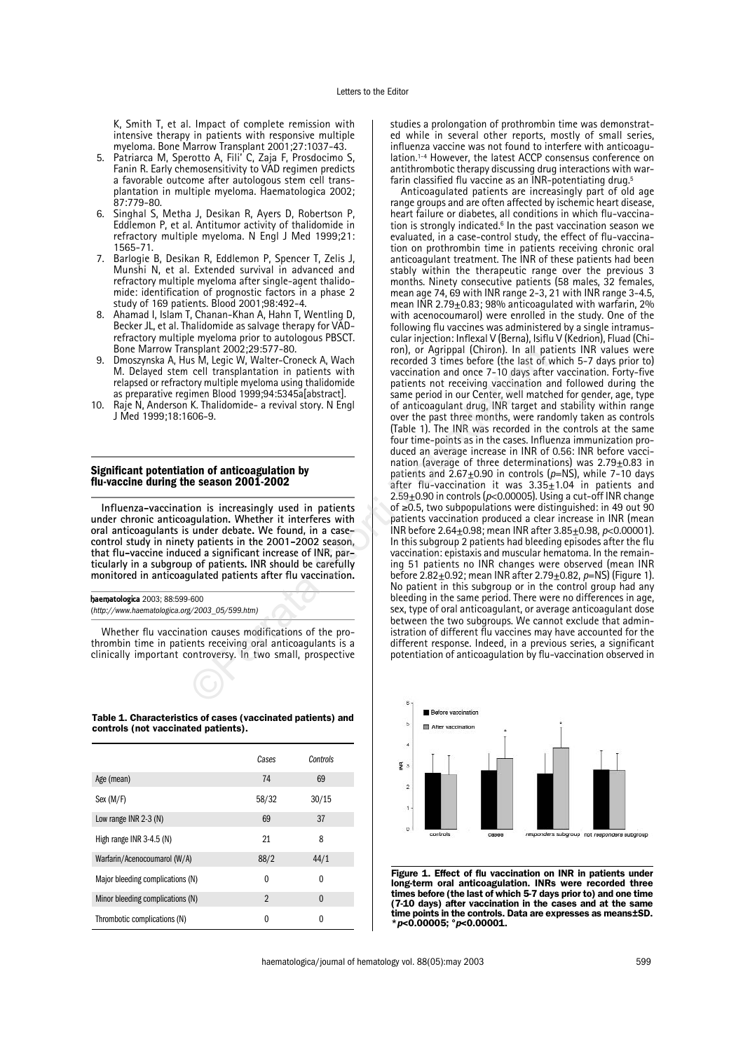K, Smith T, et al. Impact of complete remission with intensive therapy in patients with responsive multiple myeloma. Bone Marrow Transplant 2001;27:1037-43.
5. Patriarca M, Sperotto A, Filì' C, Zaja F, Prosdocimo S, Fanin R. Early chemosensitivity to VAD regimen predicts a favorable outcome after autologous stem cell transplantation in multiple myeloma. Haematologica 2002; 87:779-80.
6. Singhal S, Metha J, Desikan R, Ayers D, Robertson P, Eddlemon P, et al. Antitumor activity of thalidomide in refractory multiple myeloma. N Engl J Med 1999;21: 1565-71.
7. Barlogie B, Desikan R, Eddlemon P, Spencer T, Zelis J, Munshi N, et al. Extended survival in advanced and refractory multiple myeloma after single-agent thalidomide: identification of prognostic factors in a phase 2 study of 169 patients. Blood 2001;98:492-4.
8. Ahamad I, Islam T, Chanan-Khan A, Hahn T, Wentling D, Becker JL, et al. Thalidomide as salvage therapy for VAD-refractory multiple myeloma prior to autologous PBSCT. Bone Marrow Transplant 2002;29:577-80.
9. Dmoszynska A, Hus M, Legic W, Walter-Croneck A, Wach M. Delayed stem cell transplantation in patients with relapsed or refractory multiple myeloma using thalidomide as preparative regimen Blood 1999;94:5345a[abstract].
10. Raje N, Anderson K. Thalidomide- a revival story. N Engl J Med 1999;18:1606-9.

## Significant potentiation of anticoagulation by flu-vaccine during the season 2001-2002

**Influenza-vaccination is increasingly used in patients under chronic anticoagulation. Whether it interferes with oral anticoagulants is under debate. We found, in a case-control study in ninety patients in the 2001-2002 season, that flu-vaccine induced a significant increase of INR, particularly in a subgroup of patients. INR should be carefully monitored in anticoagulated patients after flu vaccination.**

haematologica 2003; 88:599-600
(http://www.haematologica.org/2003_05/599.htm)

Whether flu vaccination causes modifications of the prothrombin time in patients receiving oral anticoagulants is a clinically important controversy. In two small, prospective studies a prolongation of prothrombin time was demonstrated while in several other reports, mostly of small series, influenza vaccine was not found to interfere with anticoagulation.[1-4] However, the latest ACCP consensus conference on antithrombotic therapy discussing drug interactions with warfarin classified flu vaccine as an INR-potentiating drug.[5]

Anticoagulated patients are increasingly part of old age range groups and are often affected by ischemic heart disease, heart failure or diabetes, all conditions in which flu-vaccination is strongly indicated.[6] In the past vaccination season we evaluated, in a case-control study, the effect of flu-vaccination on prothrombin time in patients receiving chronic oral anticoagulant treatment. The INR of these patients had been stably within the therapeutic range over the previous 3 months. Ninety consecutive patients (58 males, 32 females, mean age 74, 69 with INR range 2-3, 21 with INR range 3-4.5, mean INR 2.79±0.83; 98% anticoagulated with warfarin, 2% with acenocoumarol) were enrolled in the study. One of the following flu vaccines was administered by a single intramuscular injection: Inflexal V (Berna), Isiflu V (Kedrion), Fluad (Chiron), or Agrippal (Chiron). In all patients INR values were recorded 3 times before (the last of which 5-7 days prior to) vaccination and once 7-10 days after vaccination. Forty-five patients not receiving vaccination and followed during the same period in our Center, well matched for gender, age, type of anticoagulant drug, INR target and stability within range over the past three months, were randomly taken as controls (Table 1). The INR was recorded in the controls at the same four time-points as in the cases. Influenza immunization produced an average increase in INR of 0.56: INR before vaccination (average of three determinations) was 2.79±0.83 in patients and 2.67±0.90 in controls ($p$=NS), while 7-10 days after flu-vaccination it was 3.35±1.04 in patients and 2.59±0.90 in controls ($p<0.00005$). Using a cut-off INR change of ≥0.5, two subpopulations were distinguished: in 49 out 90 patients vaccination produced a clear increase in INR (mean INR before 2.64±0.98; mean INR after 3.85±0.98, $p<0.00001$). In this subgroup 2 patients had bleeding episodes after the flu vaccination: epistaxis and muscular hematoma. In the remaining 51 patients no INR changes were observed (mean INR before 2.82±0.92; mean INR after 2.79±0.82, $p$=NS) (Figure 1). No patient in this subgroup or in the control group had any bleeding in the same period. There were no differences in age, sex, type of oral anticoagulant, or average anticoagulant dose between the two subgroups. We cannot exclude that administration of different flu vaccines may have accounted for the different response. Indeed, in a previous series, a significant potentiation of anticoagulation by flu-vaccination observed in

**Table 1. Characteristics of cases (vaccinated patients) and controls (not vaccinated patients).**

| | Cases | Controls |
|---|---|---|
| Age (mean) | 74 | 69 |
| Sex (M/F) | 58/32 | 30/15 |
| Low range INR 2-3 (N) | 69 | 37 |
| High range INR 3-4.5 (N) | 21 | 8 |
| Warfarin/Acenocoumarol (W/A) | 88/2 | 44/1 |
| Major bleeding complications (N) | 0 | 0 |
| Minor bleeding complications (N) | 2 | 0 |
| Thrombotic complications (N) | 0 | 0 |

**Figure 1. Effect of flu vaccination on INR in patients under long-term oral anticoagulation. INRs were recorded three times before (the last of which 5-7 days prior to) and one time (7-10 days) after vaccination in the cases and at the same time points in the controls. Data are expresses as means±SD. \*$p<0.00005$; °$p<0.00001$.**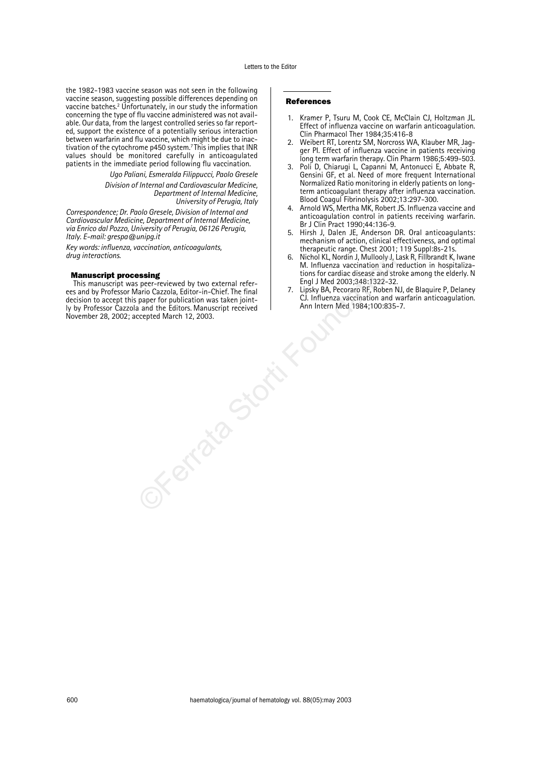the 1982-1983 vaccine season was not seen in the following vaccine season, suggesting possible differences depending on vaccine batches.[2] Unfortunately, in our study the information concerning the type of flu vaccine administered was not available. Our data, from the largest controlled series so far reported, support the existence of a potentially serious interaction between warfarin and flu vaccine, which might be due to inactivation of the cytochrome p450 system.[7] This implies that INR values should be monitored carefully in anticoagulated patients in the immediate period following flu vaccination.

*Ugo Paliani, Esmeralda Filippucci, Paolo Gresele*

*Division of Internal and Cardiovascular Medicine, Department of Internal Medicine, University of Perugia, Italy*

*Correspondence; Dr. Paolo Gresele, Division of Internal and Cardiovascular Medicine, Department of Internal Medicine, via Enrico dal Pozzo, University of Perugia, 06126 Perugia, Italy. E-mail: grespa@unipg.it*

*Key words: influenza, vaccination, anticoagulants, drug interactions.*

#### Manuscript processing

This manuscript was peer-reviewed by two external referees and by Professor Mario Cazzola, Editor-in-Chief. The final decision to accept this paper for publication was taken jointly by Professor Cazzola and the Editors. Manuscript received November 28, 2002; accepted March 12, 2003.

#### References

1. Kramer P, Tsuru M, Cook CE, McClain CJ, Holtzman JL. Effect of influenza vaccine on warfarin anticoagulation. Clin Pharmacol Ther 1984;35:416-8
2. Weibert RT, Lorentz SM, Norcross WA, Klauber MR, Jagger PI. Effect of influenza vaccine in patients receiving long term warfarin therapy. Clin Pharm 1986;5:499-503.
3. Poli D, Chiarugi L, Capanni M, Antonucci E, Abbate R, Gensini GF, et al. Need of more frequent International Normalized Ratio monitoring in elderly patients on long-term anticoagulant therapy after influenza vaccination. Blood Coagul Fibrinolysis 2002;13:297-300.
4. Arnold WS, Mertha MK, Robert JS. Influenza vaccine and anticoagulation control in patients receiving warfarin. Br J Clin Pract 1990;44:136-9.
5. Hirsh J, Dalen JE, Anderson DR. Oral anticoagulants: mechanism of action, clinical effectiveness, and optimal therapeutic range. Chest 2001; 119 Suppl:8s-21s.
6. Nichol KL, Nordin J, Mullooly J, Lask R, Fillbrandt K, Iwane M. Influenza vaccination and reduction in hospitalizations for cardiac disease and stroke among the elderly. N Engl J Med 2003;348:1322-32.
7. Lipsky BA, Pecoraro RF, Roben NJ, de Blaquire P, Delaney CJ. Influenza vaccination and warfarin anticoagulation. Ann Intern Med 1984;100:835-7.